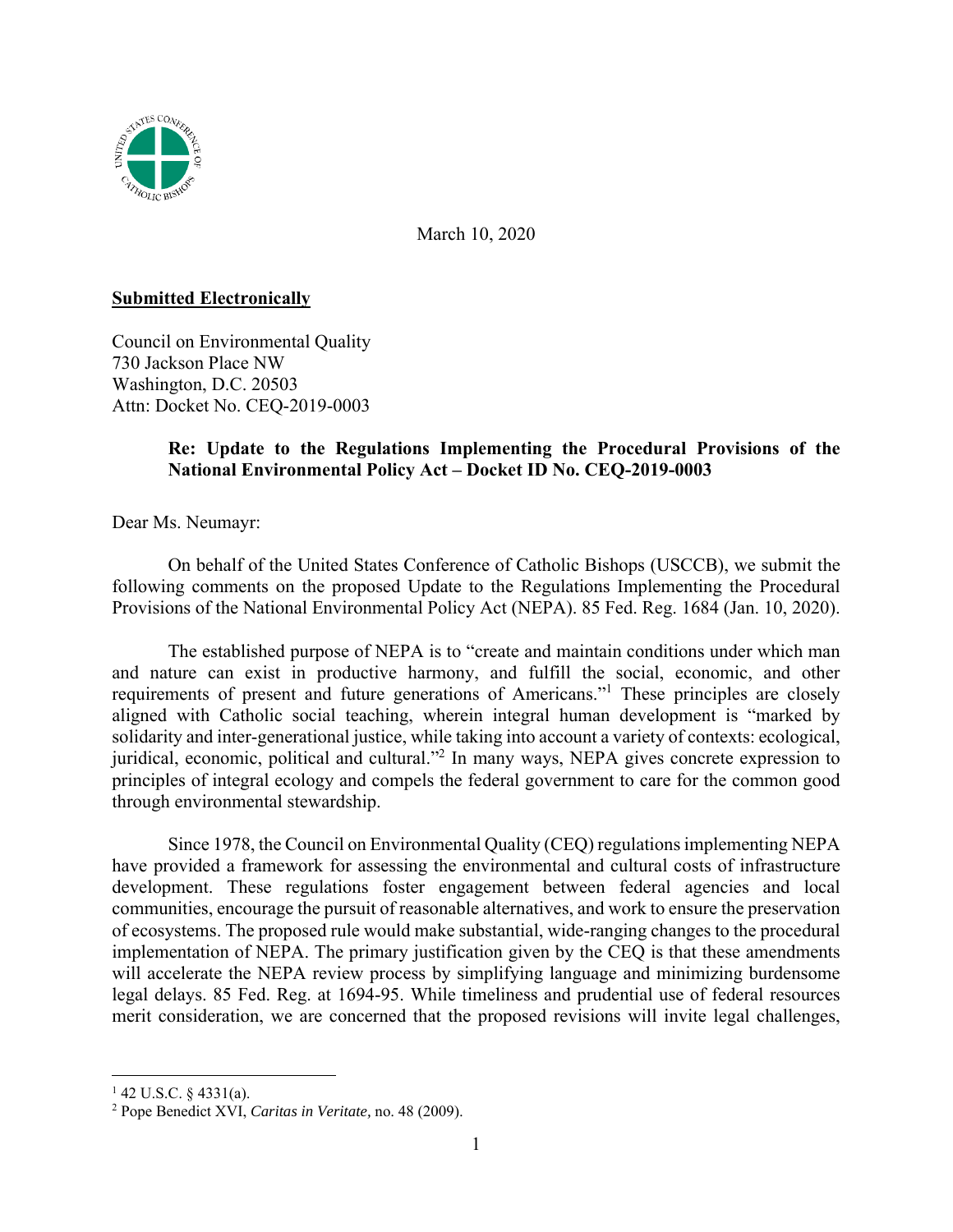March 10, 2020

**Submitted Electronically**

Council on Environmental Quality
730 Jackson Place NW
Washington, D.C. 20503
Attn: Docket No. CEQ-2019-0003

**Re: Update to the Regulations Implementing the Procedural Provisions of the National Environmental Policy Act – Docket ID No. CEQ-2019-0003**

Dear Ms. Neumayr:

On behalf of the United States Conference of Catholic Bishops (USCCB), we submit the following comments on the proposed Update to the Regulations Implementing the Procedural Provisions of the National Environmental Policy Act (NEPA). 85 Fed. Reg. 1684 (Jan. 10, 2020).

The established purpose of NEPA is to "create and maintain conditions under which man and nature can exist in productive harmony, and fulfill the social, economic, and other requirements of present and future generations of Americans."[1] These principles are closely aligned with Catholic social teaching, wherein integral human development is "marked by solidarity and inter-generational justice, while taking into account a variety of contexts: ecological, juridical, economic, political and cultural."[2] In many ways, NEPA gives concrete expression to principles of integral ecology and compels the federal government to care for the common good through environmental stewardship.

Since 1978, the Council on Environmental Quality (CEQ) regulations implementing NEPA have provided a framework for assessing the environmental and cultural costs of infrastructure development. These regulations foster engagement between federal agencies and local communities, encourage the pursuit of reasonable alternatives, and work to ensure the preservation of ecosystems. The proposed rule would make substantial, wide-ranging changes to the procedural implementation of NEPA. The primary justification given by the CEQ is that these amendments will accelerate the NEPA review process by simplifying language and minimizing burdensome legal delays. 85 Fed. Reg. at 1694-95. While timeliness and prudential use of federal resources merit consideration, we are concerned that the proposed revisions will invite legal challenges,

---

[1] 42 U.S.C. § 4331(a).

[2] Pope Benedict XVI, *Caritas in Veritate,* no. 48 (2009).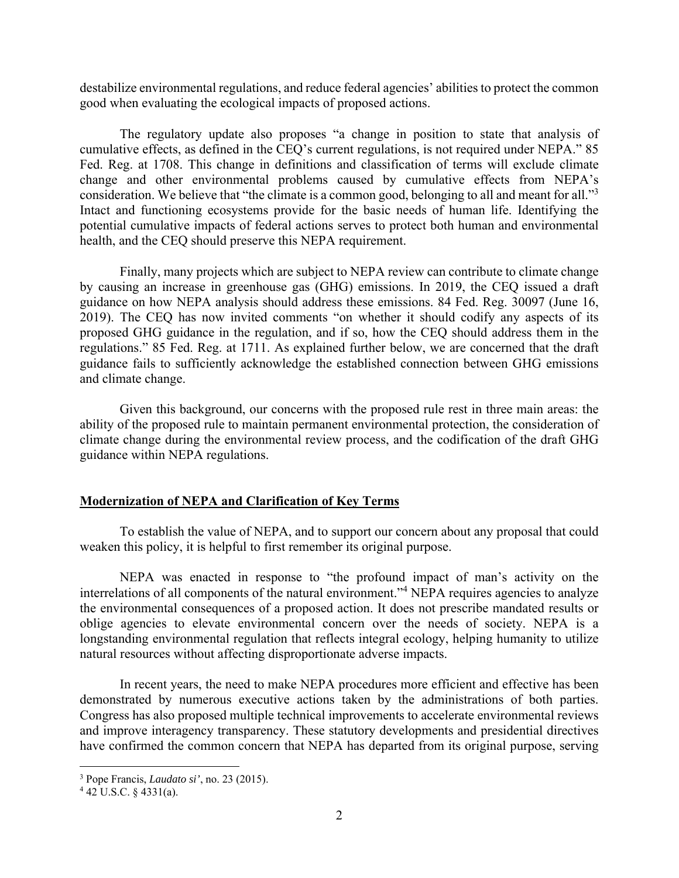destabilize environmental regulations, and reduce federal agencies' abilities to protect the common good when evaluating the ecological impacts of proposed actions.

The regulatory update also proposes "a change in position to state that analysis of cumulative effects, as defined in the CEQ's current regulations, is not required under NEPA." 85 Fed. Reg. at 1708. This change in definitions and classification of terms will exclude climate change and other environmental problems caused by cumulative effects from NEPA's consideration. We believe that "the climate is a common good, belonging to all and meant for all."[3] Intact and functioning ecosystems provide for the basic needs of human life. Identifying the potential cumulative impacts of federal actions serves to protect both human and environmental health, and the CEQ should preserve this NEPA requirement.

Finally, many projects which are subject to NEPA review can contribute to climate change by causing an increase in greenhouse gas (GHG) emissions. In 2019, the CEQ issued a draft guidance on how NEPA analysis should address these emissions. 84 Fed. Reg. 30097 (June 16, 2019). The CEQ has now invited comments "on whether it should codify any aspects of its proposed GHG guidance in the regulation, and if so, how the CEQ should address them in the regulations." 85 Fed. Reg. at 1711. As explained further below, we are concerned that the draft guidance fails to sufficiently acknowledge the established connection between GHG emissions and climate change.

Given this background, our concerns with the proposed rule rest in three main areas: the ability of the proposed rule to maintain permanent environmental protection, the consideration of climate change during the environmental review process, and the codification of the draft GHG guidance within NEPA regulations.

## Modernization of NEPA and Clarification of Key Terms

To establish the value of NEPA, and to support our concern about any proposal that could weaken this policy, it is helpful to first remember its original purpose.

NEPA was enacted in response to "the profound impact of man's activity on the interrelations of all components of the natural environment."[4] NEPA requires agencies to analyze the environmental consequences of a proposed action. It does not prescribe mandated results or oblige agencies to elevate environmental concern over the needs of society. NEPA is a longstanding environmental regulation that reflects integral ecology, helping humanity to utilize natural resources without affecting disproportionate adverse impacts.

In recent years, the need to make NEPA procedures more efficient and effective has been demonstrated by numerous executive actions taken by the administrations of both parties. Congress has also proposed multiple technical improvements to accelerate environmental reviews and improve interagency transparency. These statutory developments and presidential directives have confirmed the common concern that NEPA has departed from its original purpose, serving

---

[3] Pope Francis, *Laudato si'*, no. 23 (2015).

[4] 42 U.S.C. § 4331(a).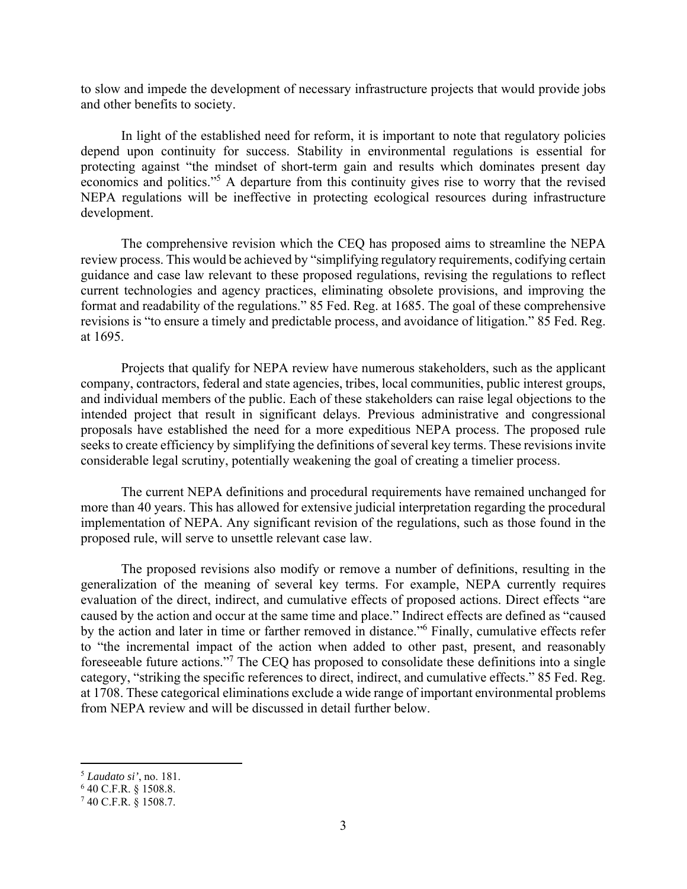to slow and impede the development of necessary infrastructure projects that would provide jobs and other benefits to society.

In light of the established need for reform, it is important to note that regulatory policies depend upon continuity for success. Stability in environmental regulations is essential for protecting against "the mindset of short-term gain and results which dominates present day economics and politics."[5] A departure from this continuity gives rise to worry that the revised NEPA regulations will be ineffective in protecting ecological resources during infrastructure development.

The comprehensive revision which the CEQ has proposed aims to streamline the NEPA review process. This would be achieved by "simplifying regulatory requirements, codifying certain guidance and case law relevant to these proposed regulations, revising the regulations to reflect current technologies and agency practices, eliminating obsolete provisions, and improving the format and readability of the regulations." 85 Fed. Reg. at 1685. The goal of these comprehensive revisions is "to ensure a timely and predictable process, and avoidance of litigation." 85 Fed. Reg. at 1695.

Projects that qualify for NEPA review have numerous stakeholders, such as the applicant company, contractors, federal and state agencies, tribes, local communities, public interest groups, and individual members of the public. Each of these stakeholders can raise legal objections to the intended project that result in significant delays. Previous administrative and congressional proposals have established the need for a more expeditious NEPA process. The proposed rule seeks to create efficiency by simplifying the definitions of several key terms. These revisions invite considerable legal scrutiny, potentially weakening the goal of creating a timelier process.

The current NEPA definitions and procedural requirements have remained unchanged for more than 40 years. This has allowed for extensive judicial interpretation regarding the procedural implementation of NEPA. Any significant revision of the regulations, such as those found in the proposed rule, will serve to unsettle relevant case law.

The proposed revisions also modify or remove a number of definitions, resulting in the generalization of the meaning of several key terms. For example, NEPA currently requires evaluation of the direct, indirect, and cumulative effects of proposed actions. Direct effects "are caused by the action and occur at the same time and place." Indirect effects are defined as "caused by the action and later in time or farther removed in distance."[6] Finally, cumulative effects refer to "the incremental impact of the action when added to other past, present, and reasonably foreseeable future actions."[7] The CEQ has proposed to consolidate these definitions into a single category, "striking the specific references to direct, indirect, and cumulative effects." 85 Fed. Reg. at 1708. These categorical eliminations exclude a wide range of important environmental problems from NEPA review and will be discussed in detail further below.

---

[5] *Laudato si'*, no. 181.

[6] 40 C.F.R. § 1508.8.

[7] 40 C.F.R. § 1508.7.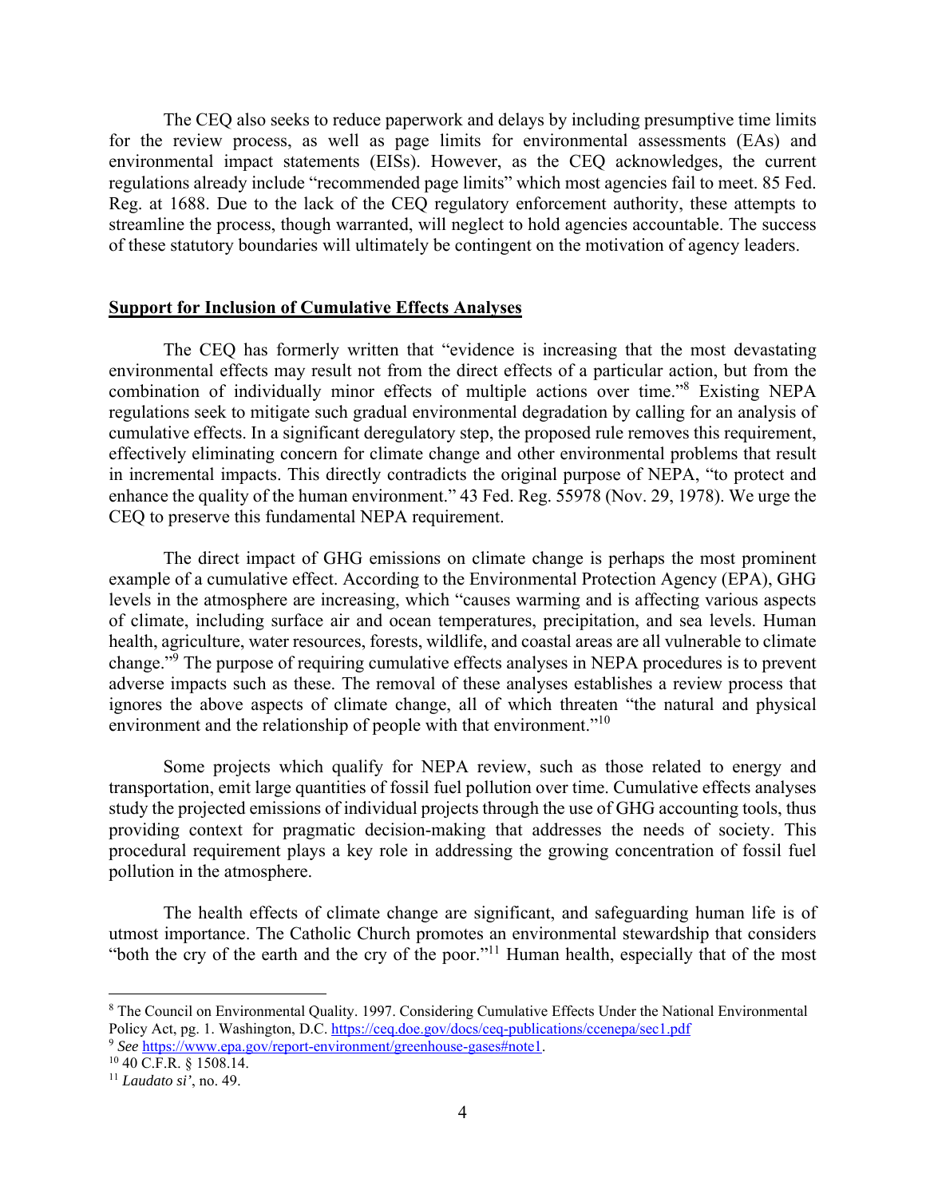The CEQ also seeks to reduce paperwork and delays by including presumptive time limits for the review process, as well as page limits for environmental assessments (EAs) and environmental impact statements (EISs). However, as the CEQ acknowledges, the current regulations already include "recommended page limits" which most agencies fail to meet. 85 Fed. Reg. at 1688. Due to the lack of the CEQ regulatory enforcement authority, these attempts to streamline the process, though warranted, will neglect to hold agencies accountable. The success of these statutory boundaries will ultimately be contingent on the motivation of agency leaders.

**Support for Inclusion of Cumulative Effects Analyses**

The CEQ has formerly written that "evidence is increasing that the most devastating environmental effects may result not from the direct effects of a particular action, but from the combination of individually minor effects of multiple actions over time."[8] Existing NEPA regulations seek to mitigate such gradual environmental degradation by calling for an analysis of cumulative effects. In a significant deregulatory step, the proposed rule removes this requirement, effectively eliminating concern for climate change and other environmental problems that result in incremental impacts. This directly contradicts the original purpose of NEPA, "to protect and enhance the quality of the human environment." 43 Fed. Reg. 55978 (Nov. 29, 1978). We urge the CEQ to preserve this fundamental NEPA requirement.

The direct impact of GHG emissions on climate change is perhaps the most prominent example of a cumulative effect. According to the Environmental Protection Agency (EPA), GHG levels in the atmosphere are increasing, which "causes warming and is affecting various aspects of climate, including surface air and ocean temperatures, precipitation, and sea levels. Human health, agriculture, water resources, forests, wildlife, and coastal areas are all vulnerable to climate change."[9] The purpose of requiring cumulative effects analyses in NEPA procedures is to prevent adverse impacts such as these. The removal of these analyses establishes a review process that ignores the above aspects of climate change, all of which threaten "the natural and physical environment and the relationship of people with that environment."[10]

Some projects which qualify for NEPA review, such as those related to energy and transportation, emit large quantities of fossil fuel pollution over time. Cumulative effects analyses study the projected emissions of individual projects through the use of GHG accounting tools, thus providing context for pragmatic decision-making that addresses the needs of society. This procedural requirement plays a key role in addressing the growing concentration of fossil fuel pollution in the atmosphere.

The health effects of climate change are significant, and safeguarding human life is of utmost importance. The Catholic Church promotes an environmental stewardship that considers "both the cry of the earth and the cry of the poor."[11] Human health, especially that of the most

---

[8] The Council on Environmental Quality. 1997. Considering Cumulative Effects Under the National Environmental Policy Act, pg. 1. Washington, D.C. https://ceq.doe.gov/docs/ceq-publications/ccenepa/sec1.pdf

[9] *See* https://www.epa.gov/report-environment/greenhouse-gases#note1.

[10] 40 C.F.R. § 1508.14.

[11] *Laudato si'*, no. 49.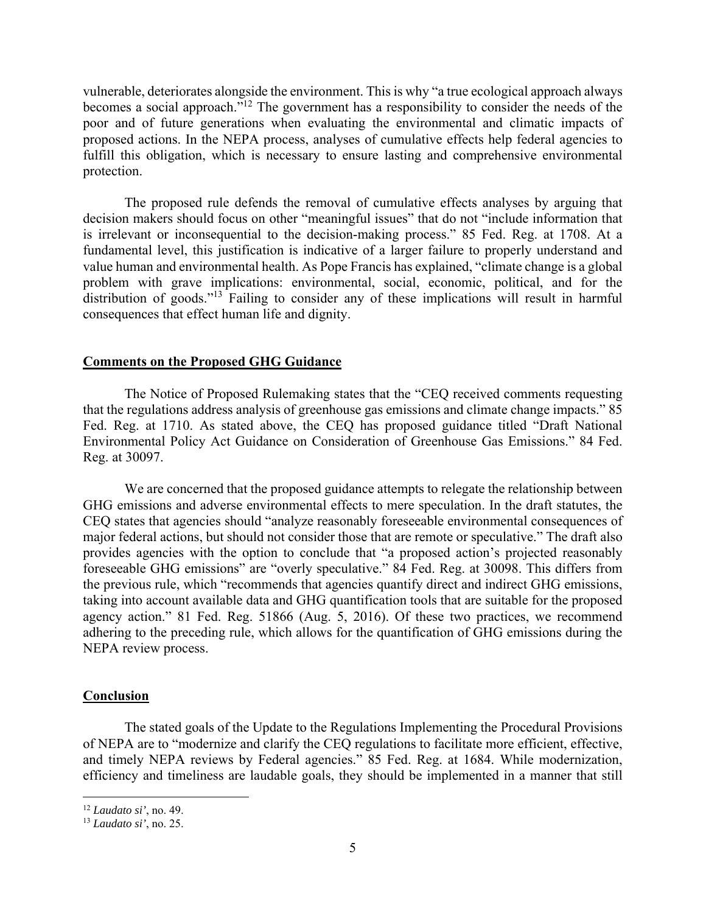vulnerable, deteriorates alongside the environment. This is why "a true ecological approach always becomes a social approach."[12] The government has a responsibility to consider the needs of the poor and of future generations when evaluating the environmental and climatic impacts of proposed actions. In the NEPA process, analyses of cumulative effects help federal agencies to fulfill this obligation, which is necessary to ensure lasting and comprehensive environmental protection.

The proposed rule defends the removal of cumulative effects analyses by arguing that decision makers should focus on other "meaningful issues" that do not "include information that is irrelevant or inconsequential to the decision-making process." 85 Fed. Reg. at 1708. At a fundamental level, this justification is indicative of a larger failure to properly understand and value human and environmental health. As Pope Francis has explained, "climate change is a global problem with grave implications: environmental, social, economic, political, and for the distribution of goods."[13] Failing to consider any of these implications will result in harmful consequences that effect human life and dignity.

**Comments on the Proposed GHG Guidance**

The Notice of Proposed Rulemaking states that the "CEQ received comments requesting that the regulations address analysis of greenhouse gas emissions and climate change impacts." 85 Fed. Reg. at 1710. As stated above, the CEQ has proposed guidance titled "Draft National Environmental Policy Act Guidance on Consideration of Greenhouse Gas Emissions." 84 Fed. Reg. at 30097.

We are concerned that the proposed guidance attempts to relegate the relationship between GHG emissions and adverse environmental effects to mere speculation. In the draft statutes, the CEQ states that agencies should "analyze reasonably foreseeable environmental consequences of major federal actions, but should not consider those that are remote or speculative." The draft also provides agencies with the option to conclude that "a proposed action's projected reasonably foreseeable GHG emissions" are "overly speculative." 84 Fed. Reg. at 30098. This differs from the previous rule, which "recommends that agencies quantify direct and indirect GHG emissions, taking into account available data and GHG quantification tools that are suitable for the proposed agency action." 81 Fed. Reg. 51866 (Aug. 5, 2016). Of these two practices, we recommend adhering to the preceding rule, which allows for the quantification of GHG emissions during the NEPA review process.

**Conclusion**

The stated goals of the Update to the Regulations Implementing the Procedural Provisions of NEPA are to "modernize and clarify the CEQ regulations to facilitate more efficient, effective, and timely NEPA reviews by Federal agencies." 85 Fed. Reg. at 1684. While modernization, efficiency and timeliness are laudable goals, they should be implemented in a manner that still

[12] *Laudato si'*, no. 49.
[13] *Laudato si'*, no. 25.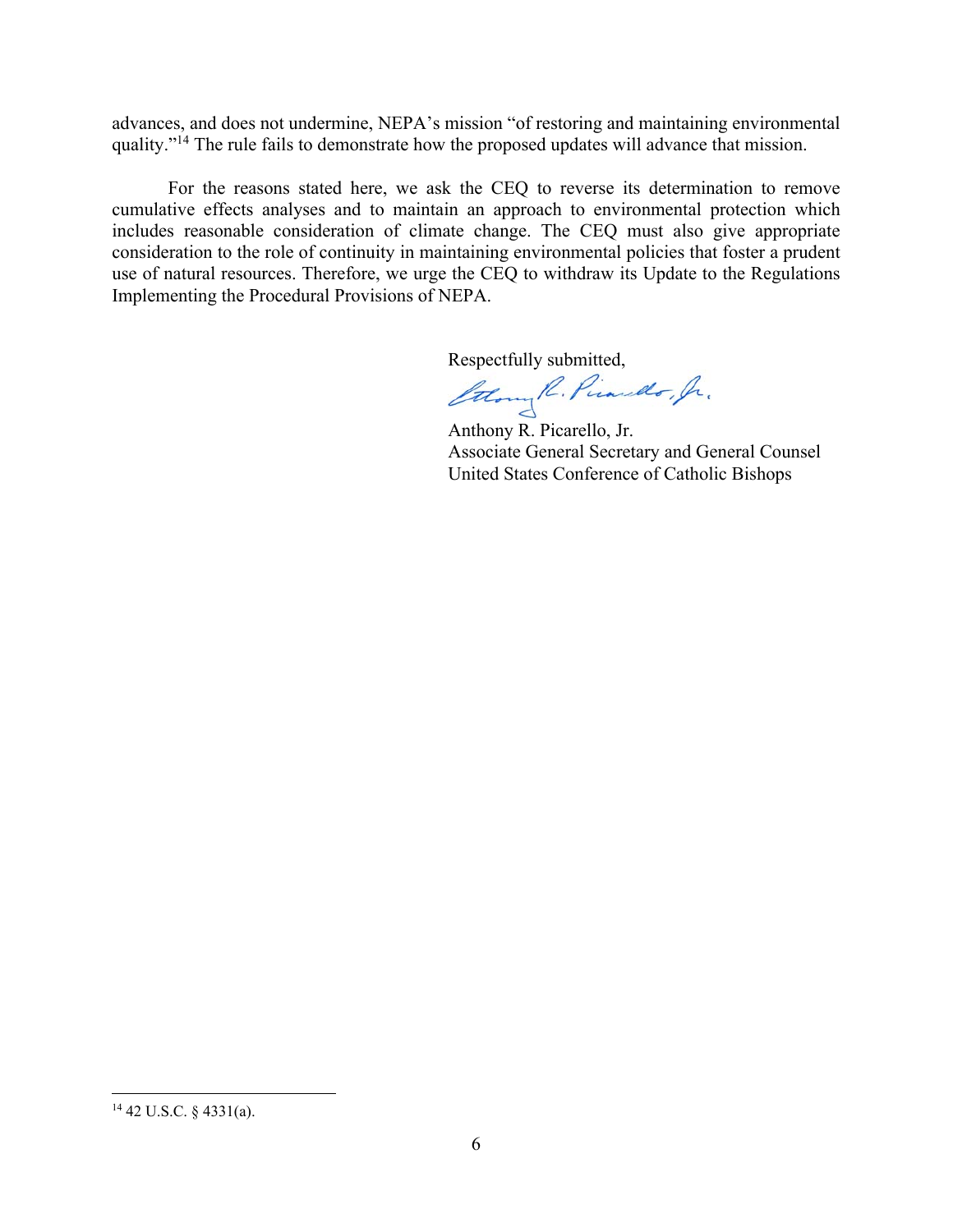advances, and does not undermine, NEPA's mission "of restoring and maintaining environmental quality."[14] The rule fails to demonstrate how the proposed updates will advance that mission.

For the reasons stated here, we ask the CEQ to reverse its determination to remove cumulative effects analyses and to maintain an approach to environmental protection which includes reasonable consideration of climate change. The CEQ must also give appropriate consideration to the role of continuity in maintaining environmental policies that foster a prudent use of natural resources. Therefore, we urge the CEQ to withdraw its Update to the Regulations Implementing the Procedural Provisions of NEPA.

Respectfully submitted,

Anthony R. Picarello, Jr.
Associate General Secretary and General Counsel
United States Conference of Catholic Bishops

---

[14] 42 U.S.C. § 4331(a).